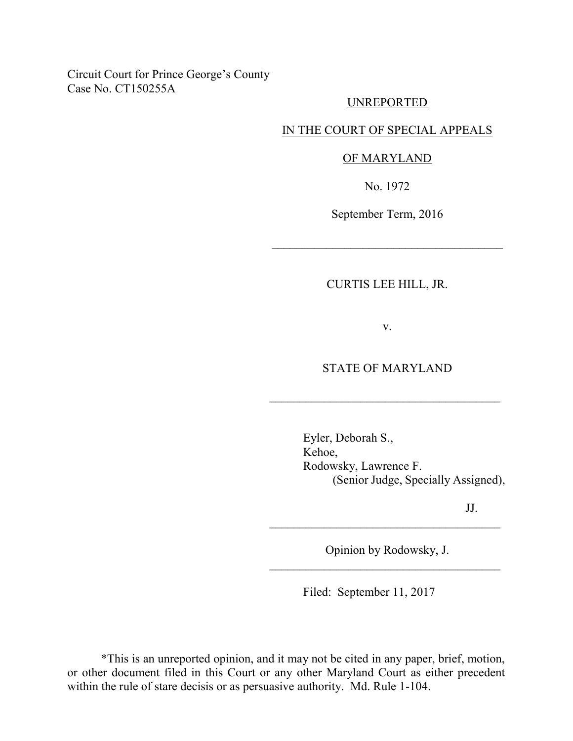Circuit Court for Prince George's County
Case No. CT150255A

UNREPORTED

IN THE COURT OF SPECIAL APPEALS

OF MARYLAND

No. 1972

September Term, 2016

---

CURTIS LEE HILL, JR.

v.

STATE OF MARYLAND

---

Eyler, Deborah S.,
Kehoe,
Rodowsky, Lawrence F.
(Senior Judge, Specially Assigned),

JJ.

---

Opinion by Rodowsky, J.

---

Filed: September 11, 2017

*This is an unreported opinion, and it may not be cited in any paper, brief, motion, or other document filed in this Court or any other Maryland Court as either precedent within the rule of stare decisis or as persuasive authority. Md. Rule 1-104.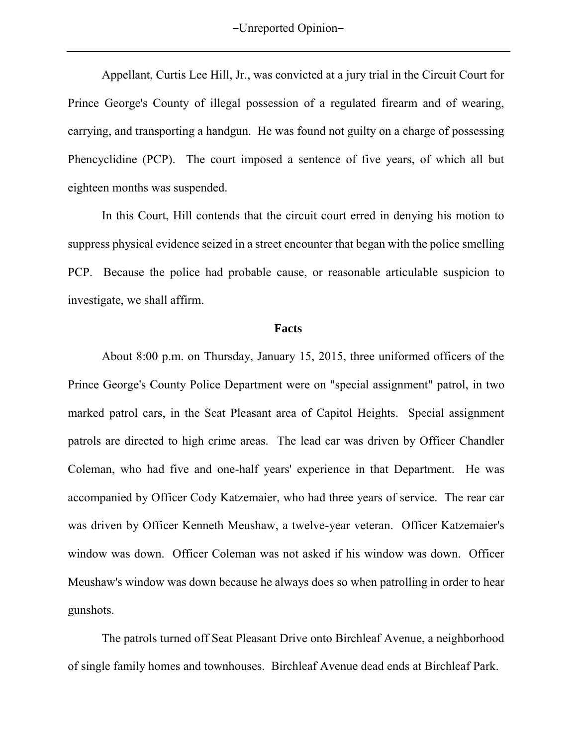Appellant, Curtis Lee Hill, Jr., was convicted at a jury trial in the Circuit Court for Prince George's County of illegal possession of a regulated firearm and of wearing, carrying, and transporting a handgun. He was found not guilty on a charge of possessing Phencyclidine (PCP). The court imposed a sentence of five years, of which all but eighteen months was suspended.

In this Court, Hill contends that the circuit court erred in denying his motion to suppress physical evidence seized in a street encounter that began with the police smelling PCP. Because the police had probable cause, or reasonable articulable suspicion to investigate, we shall affirm.

## Facts

About 8:00 p.m. on Thursday, January 15, 2015, three uniformed officers of the Prince George's County Police Department were on "special assignment" patrol, in two marked patrol cars, in the Seat Pleasant area of Capitol Heights. Special assignment patrols are directed to high crime areas. The lead car was driven by Officer Chandler Coleman, who had five and one-half years' experience in that Department. He was accompanied by Officer Cody Katzemaier, who had three years of service. The rear car was driven by Officer Kenneth Meushaw, a twelve-year veteran. Officer Katzemaier's window was down. Officer Coleman was not asked if his window was down. Officer Meushaw's window was down because he always does so when patrolling in order to hear gunshots.

The patrols turned off Seat Pleasant Drive onto Birchleaf Avenue, a neighborhood of single family homes and townhouses. Birchleaf Avenue dead ends at Birchleaf Park.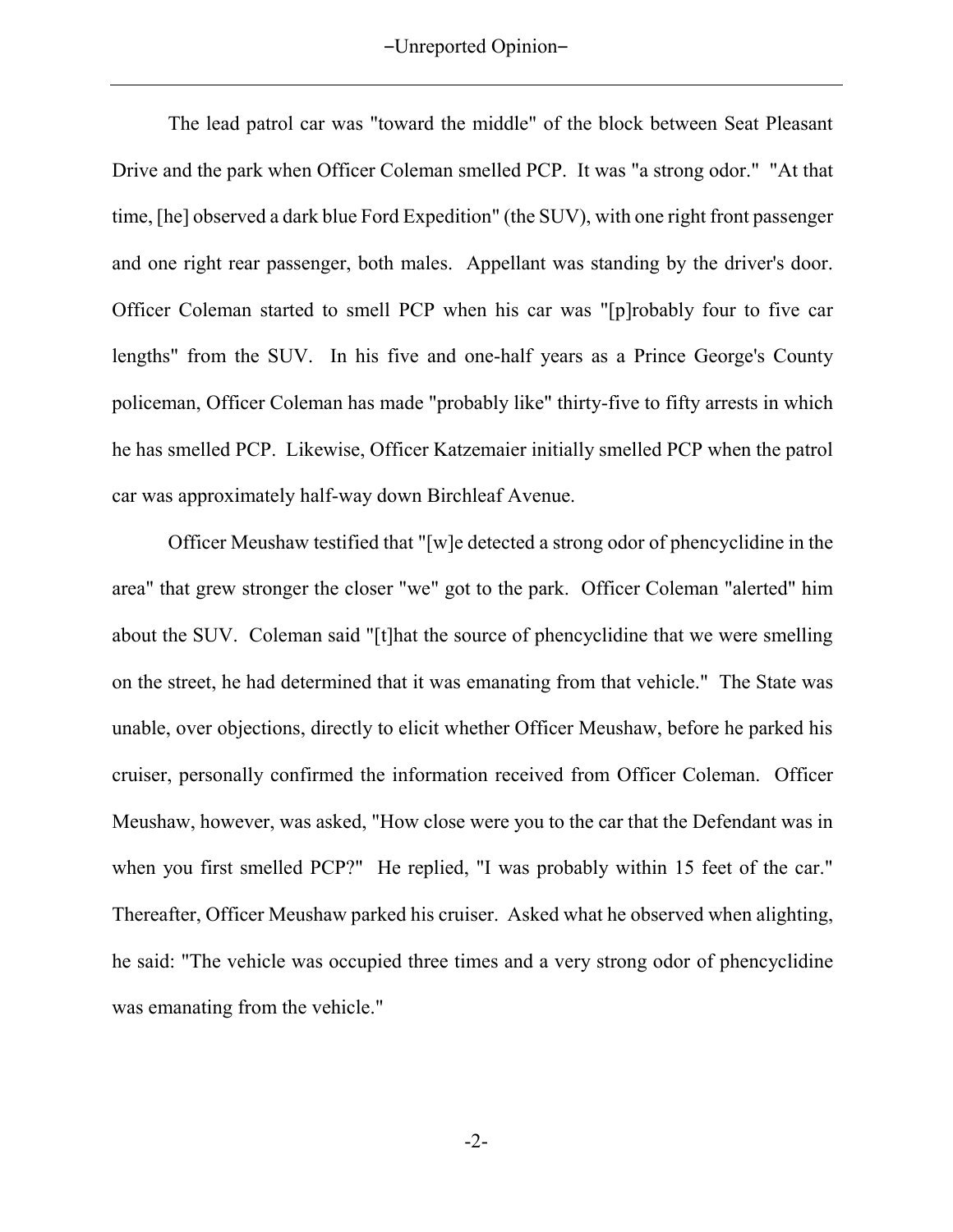The lead patrol car was "toward the middle" of the block between Seat Pleasant Drive and the park when Officer Coleman smelled PCP. It was "a strong odor." "At that time, [he] observed a dark blue Ford Expedition" (the SUV), with one right front passenger and one right rear passenger, both males. Appellant was standing by the driver's door. Officer Coleman started to smell PCP when his car was "[p]robably four to five car lengths" from the SUV. In his five and one-half years as a Prince George's County policeman, Officer Coleman has made "probably like" thirty-five to fifty arrests in which he has smelled PCP. Likewise, Officer Katzemaier initially smelled PCP when the patrol car was approximately half-way down Birchleaf Avenue.

Officer Meushaw testified that "[w]e detected a strong odor of phencyclidine in the area" that grew stronger the closer "we" got to the park. Officer Coleman "alerted" him about the SUV. Coleman said "[t]hat the source of phencyclidine that we were smelling on the street, he had determined that it was emanating from that vehicle." The State was unable, over objections, directly to elicit whether Officer Meushaw, before he parked his cruiser, personally confirmed the information received from Officer Coleman. Officer Meushaw, however, was asked, "How close were you to the car that the Defendant was in when you first smelled PCP?" He replied, "I was probably within 15 feet of the car." Thereafter, Officer Meushaw parked his cruiser. Asked what he observed when alighting, he said: "The vehicle was occupied three times and a very strong odor of phencyclidine was emanating from the vehicle."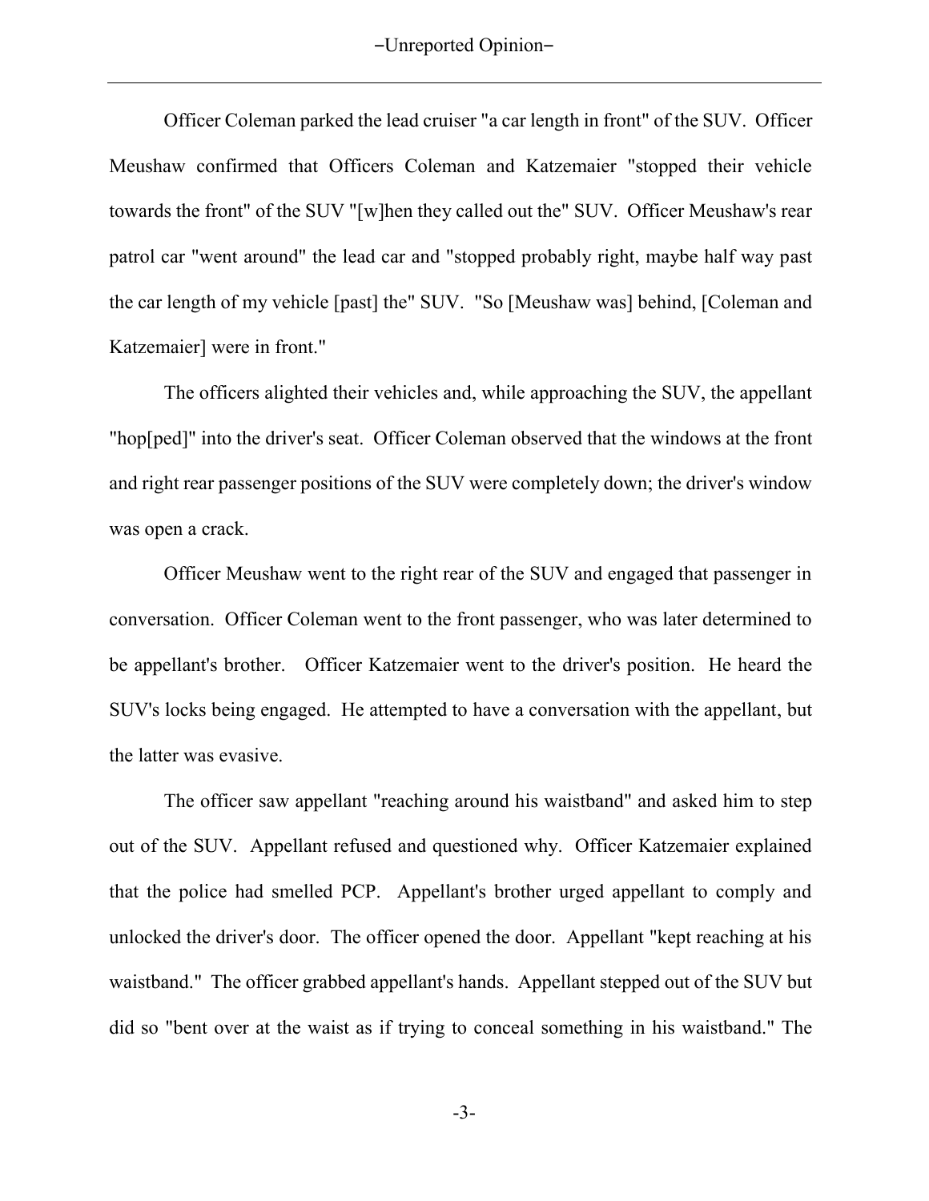Officer Coleman parked the lead cruiser "a car length in front" of the SUV. Officer Meushaw confirmed that Officers Coleman and Katzemaier "stopped their vehicle towards the front" of the SUV "[w]hen they called out the" SUV. Officer Meushaw's rear patrol car "went around" the lead car and "stopped probably right, maybe half way past the car length of my vehicle [past] the" SUV. "So [Meushaw was] behind, [Coleman and Katzemaier] were in front."

The officers alighted their vehicles and, while approaching the SUV, the appellant "hop[ped]" into the driver's seat. Officer Coleman observed that the windows at the front and right rear passenger positions of the SUV were completely down; the driver's window was open a crack.

Officer Meushaw went to the right rear of the SUV and engaged that passenger in conversation. Officer Coleman went to the front passenger, who was later determined to be appellant's brother. Officer Katzemaier went to the driver's position. He heard the SUV's locks being engaged. He attempted to have a conversation with the appellant, but the latter was evasive.

The officer saw appellant "reaching around his waistband" and asked him to step out of the SUV. Appellant refused and questioned why. Officer Katzemaier explained that the police had smelled PCP. Appellant's brother urged appellant to comply and unlocked the driver's door. The officer opened the door. Appellant "kept reaching at his waistband." The officer grabbed appellant's hands. Appellant stepped out of the SUV but did so "bent over at the waist as if trying to conceal something in his waistband." The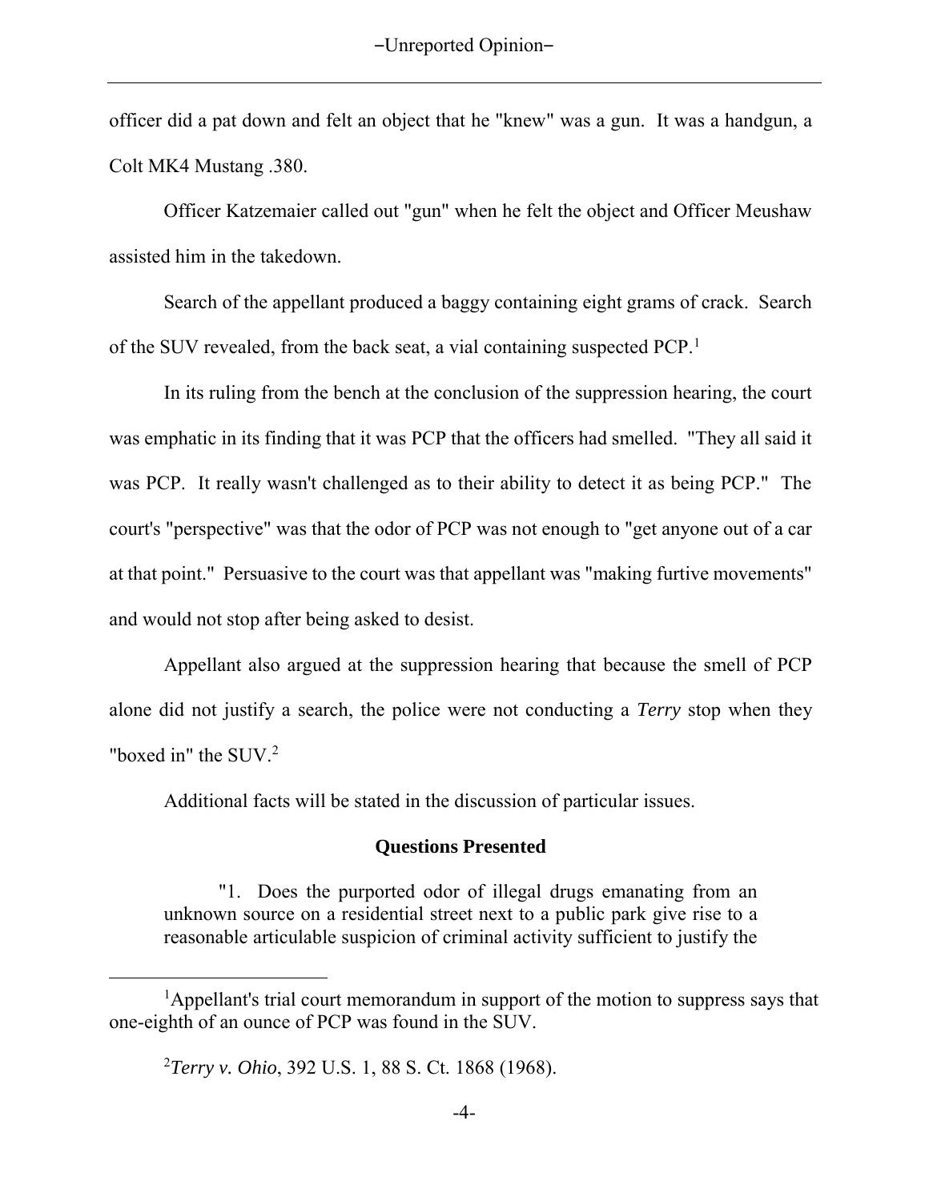officer did a pat down and felt an object that he "knew" was a gun. It was a handgun, a Colt MK4 Mustang .380.

Officer Katzemaier called out "gun" when he felt the object and Officer Meushaw assisted him in the takedown.

Search of the appellant produced a baggy containing eight grams of crack. Search of the SUV revealed, from the back seat, a vial containing suspected PCP.[1]

In its ruling from the bench at the conclusion of the suppression hearing, the court was emphatic in its finding that it was PCP that the officers had smelled. "They all said it was PCP. It really wasn't challenged as to their ability to detect it as being PCP." The court's "perspective" was that the odor of PCP was not enough to "get anyone out of a car at that point." Persuasive to the court was that appellant was "making furtive movements" and would not stop after being asked to desist.

Appellant also argued at the suppression hearing that because the smell of PCP alone did not justify a search, the police were not conducting a *Terry* stop when they "boxed in" the SUV.[2]

Additional facts will be stated in the discussion of particular issues.

## Questions Presented

> "1. Does the purported odor of illegal drugs emanating from an unknown source on a residential street next to a public park give rise to a reasonable articulable suspicion of criminal activity sufficient to justify the

---

[1]Appellant's trial court memorandum in support of the motion to suppress says that one-eighth of an ounce of PCP was found in the SUV.

[2]*Terry v. Ohio*, 392 U.S. 1, 88 S. Ct. 1868 (1968).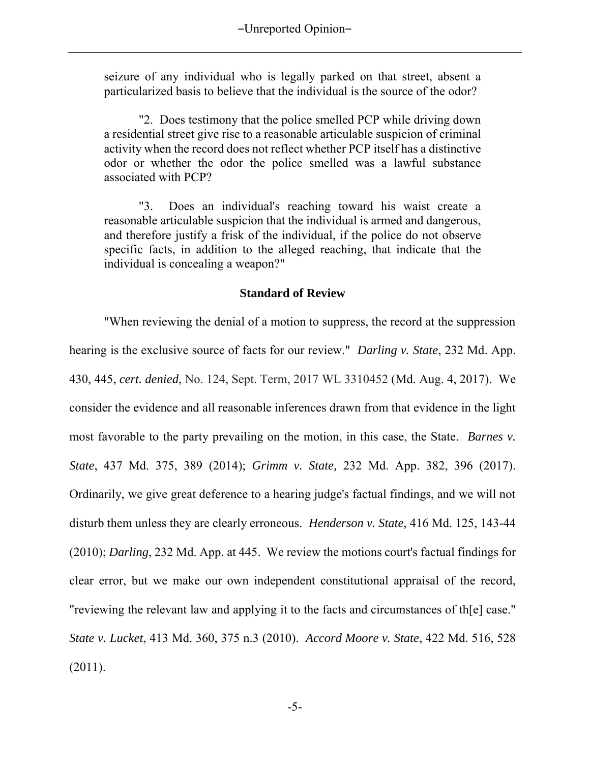seizure of any individual who is legally parked on that street, absent a particularized basis to believe that the individual is the source of the odor?

"2. Does testimony that the police smelled PCP while driving down a residential street give rise to a reasonable articulable suspicion of criminal activity when the record does not reflect whether PCP itself has a distinctive odor or whether the odor the police smelled was a lawful substance associated with PCP?

"3. Does an individual's reaching toward his waist create a reasonable articulable suspicion that the individual is armed and dangerous, and therefore justify a frisk of the individual, if the police do not observe specific facts, in addition to the alleged reaching, that indicate that the individual is concealing a weapon?"

## Standard of Review

"When reviewing the denial of a motion to suppress, the record at the suppression hearing is the exclusive source of facts for our review." *Darling v. State*, 232 Md. App. 430, 445, *cert. denied*, No. 124, Sept. Term, 2017 WL 3310452 (Md. Aug. 4, 2017). We consider the evidence and all reasonable inferences drawn from that evidence in the light most favorable to the party prevailing on the motion, in this case, the State. *Barnes v. State*, 437 Md. 375, 389 (2014); *Grimm v. State,* 232 Md. App. 382, 396 (2017). Ordinarily, we give great deference to a hearing judge's factual findings, and we will not disturb them unless they are clearly erroneous. *Henderson v. State,* 416 Md. 125, 143-44 (2010); *Darling*, 232 Md. App. at 445. We review the motions court's factual findings for clear error, but we make our own independent constitutional appraisal of the record, "reviewing the relevant law and applying it to the facts and circumstances of th[e] case." *State v. Lucket*, 413 Md. 360, 375 n.3 (2010). *Accord Moore v. State*, 422 Md. 516, 528 (2011).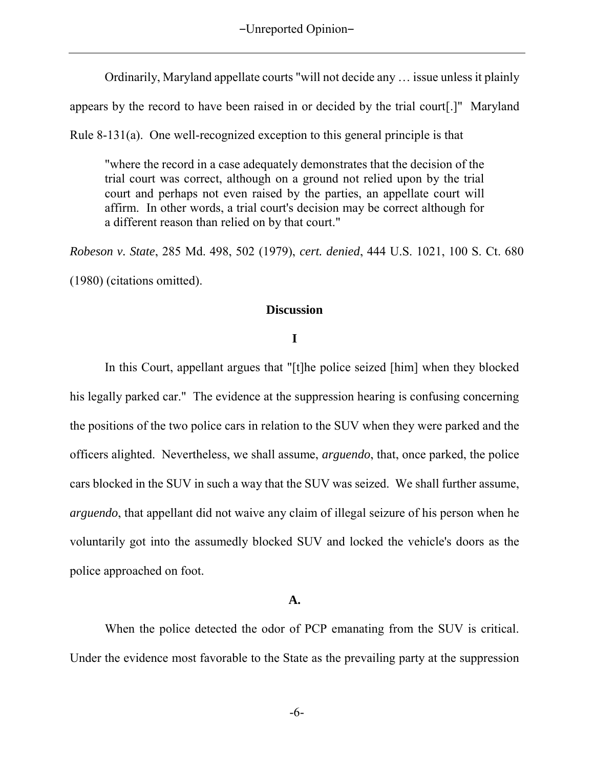Ordinarily, Maryland appellate courts "will not decide any … issue unless it plainly appears by the record to have been raised in or decided by the trial court[.]" Maryland Rule 8-131(a). One well-recognized exception to this general principle is that

> "where the record in a case adequately demonstrates that the decision of the trial court was correct, although on a ground not relied upon by the trial court and perhaps not even raised by the parties, an appellate court will affirm. In other words, a trial court's decision may be correct although for a different reason than relied on by that court."

*Robeson v. State*, 285 Md. 498, 502 (1979), *cert. denied*, 444 U.S. 1021, 100 S. Ct. 680 (1980) (citations omitted).

## Discussion

### I

In this Court, appellant argues that "[t]he police seized [him] when they blocked his legally parked car." The evidence at the suppression hearing is confusing concerning the positions of the two police cars in relation to the SUV when they were parked and the officers alighted. Nevertheless, we shall assume, *arguendo*, that, once parked, the police cars blocked in the SUV in such a way that the SUV was seized. We shall further assume, *arguendo*, that appellant did not waive any claim of illegal seizure of his person when he voluntarily got into the assumedly blocked SUV and locked the vehicle's doors as the police approached on foot.

### A.

When the police detected the odor of PCP emanating from the SUV is critical. Under the evidence most favorable to the State as the prevailing party at the suppression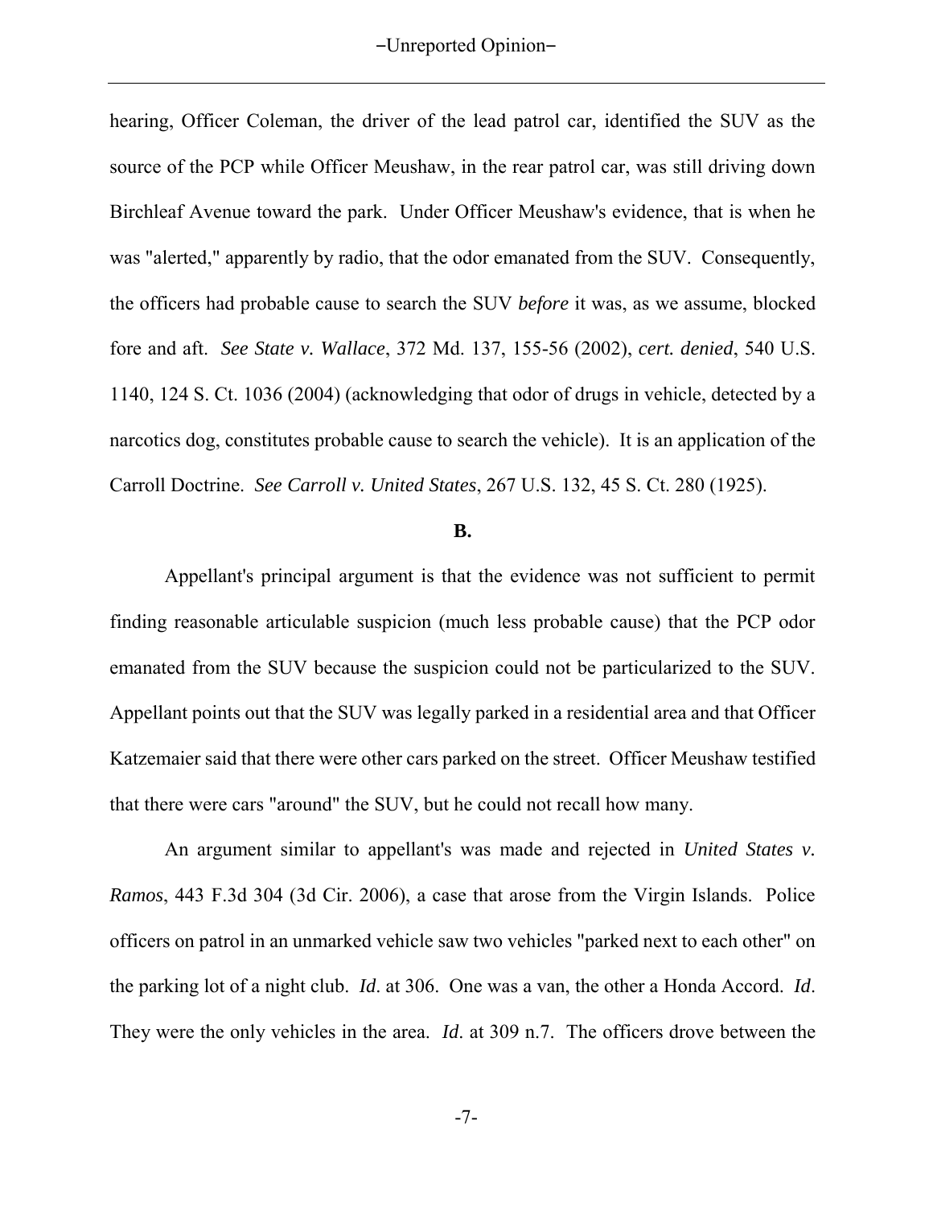hearing, Officer Coleman, the driver of the lead patrol car, identified the SUV as the source of the PCP while Officer Meushaw, in the rear patrol car, was still driving down Birchleaf Avenue toward the park. Under Officer Meushaw's evidence, that is when he was "alerted," apparently by radio, that the odor emanated from the SUV. Consequently, the officers had probable cause to search the SUV *before* it was, as we assume, blocked fore and aft. *See State v. Wallace*, 372 Md. 137, 155-56 (2002), *cert. denied*, 540 U.S. 1140, 124 S. Ct. 1036 (2004) (acknowledging that odor of drugs in vehicle, detected by a narcotics dog, constitutes probable cause to search the vehicle). It is an application of the Carroll Doctrine. *See Carroll v. United States*, 267 U.S. 132, 45 S. Ct. 280 (1925).

**B.**

Appellant's principal argument is that the evidence was not sufficient to permit finding reasonable articulable suspicion (much less probable cause) that the PCP odor emanated from the SUV because the suspicion could not be particularized to the SUV. Appellant points out that the SUV was legally parked in a residential area and that Officer Katzemaier said that there were other cars parked on the street. Officer Meushaw testified that there were cars "around" the SUV, but he could not recall how many.

An argument similar to appellant's was made and rejected in *United States v. Ramos*, 443 F.3d 304 (3d Cir. 2006), a case that arose from the Virgin Islands. Police officers on patrol in an unmarked vehicle saw two vehicles "parked next to each other" on the parking lot of a night club. *Id*. at 306. One was a van, the other a Honda Accord. *Id*. They were the only vehicles in the area. *Id*. at 309 n.7. The officers drove between the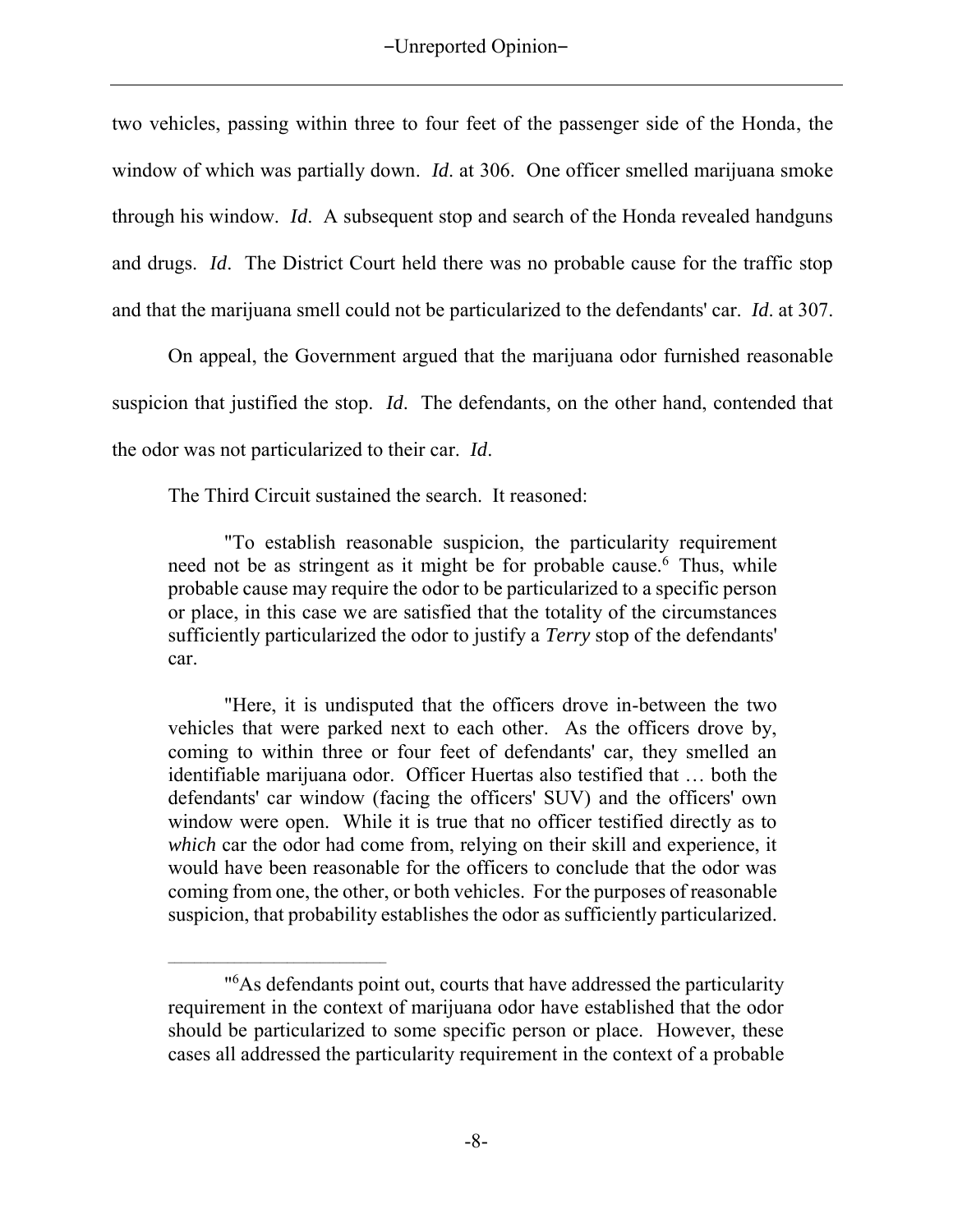two vehicles, passing within three to four feet of the passenger side of the Honda, the window of which was partially down. *Id*. at 306. One officer smelled marijuana smoke through his window. *Id*. A subsequent stop and search of the Honda revealed handguns and drugs. *Id*. The District Court held there was no probable cause for the traffic stop and that the marijuana smell could not be particularized to the defendants' car. *Id*. at 307.

On appeal, the Government argued that the marijuana odor furnished reasonable suspicion that justified the stop. *Id*. The defendants, on the other hand, contended that the odor was not particularized to their car. *Id*.

The Third Circuit sustained the search. It reasoned:

> "To establish reasonable suspicion, the particularity requirement need not be as stringent as it might be for probable cause.[6] Thus, while probable cause may require the odor to be particularized to a specific person or place, in this case we are satisfied that the totality of the circumstances sufficiently particularized the odor to justify a *Terry* stop of the defendants' car.
>
> "Here, it is undisputed that the officers drove in-between the two vehicles that were parked next to each other. As the officers drove by, coming to within three or four feet of defendants' car, they smelled an identifiable marijuana odor. Officer Huertas also testified that … both the defendants' car window (facing the officers' SUV) and the officers' own window were open. While it is true that no officer testified directly as to *which* car the odor had come from, relying on their skill and experience, it would have been reasonable for the officers to conclude that the odor was coming from one, the other, or both vehicles. For the purposes of reasonable suspicion, that probability establishes the odor as sufficiently particularized.

---

"[6]As defendants point out, courts that have addressed the particularity requirement in the context of marijuana odor have established that the odor should be particularized to some specific person or place. However, these cases all addressed the particularity requirement in the context of a probable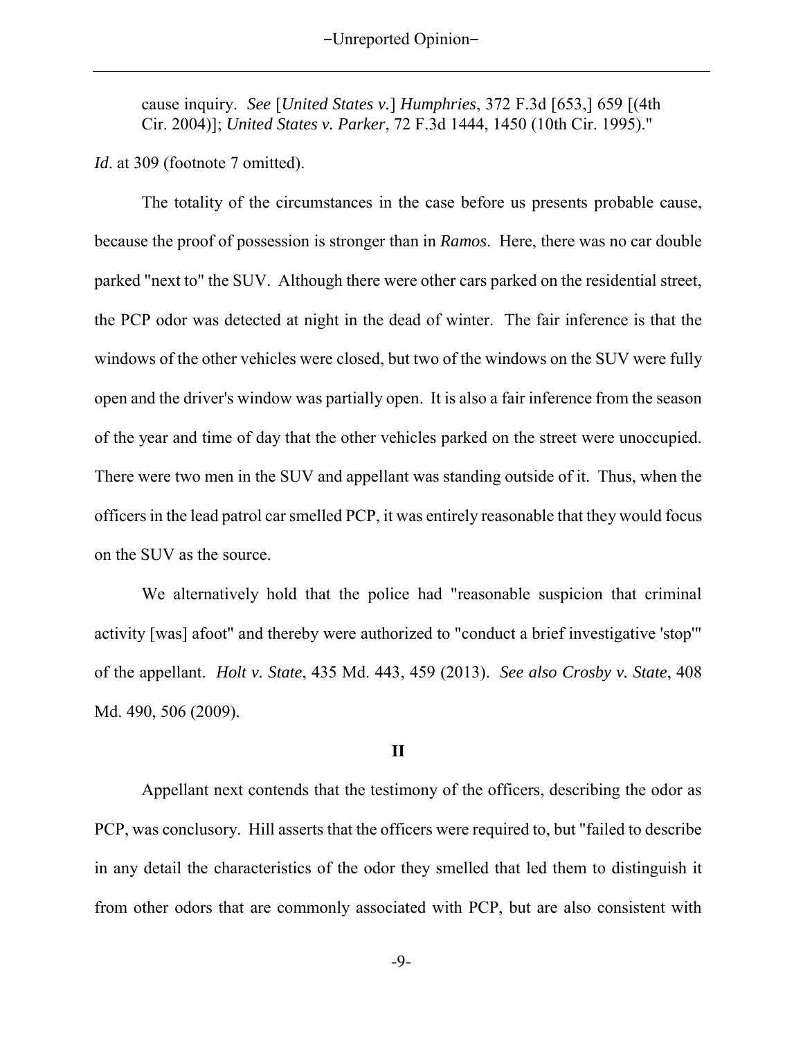cause inquiry. *See* [*United States v.*] *Humphries*, 372 F.3d [653,] 659 [(4th Cir. 2004)]; *United States v. Parker*, 72 F.3d 1444, 1450 (10th Cir. 1995)."

*Id*. at 309 (footnote 7 omitted).

The totality of the circumstances in the case before us presents probable cause, because the proof of possession is stronger than in *Ramos*. Here, there was no car double parked "next to" the SUV. Although there were other cars parked on the residential street, the PCP odor was detected at night in the dead of winter. The fair inference is that the windows of the other vehicles were closed, but two of the windows on the SUV were fully open and the driver's window was partially open. It is also a fair inference from the season of the year and time of day that the other vehicles parked on the street were unoccupied. There were two men in the SUV and appellant was standing outside of it. Thus, when the officers in the lead patrol car smelled PCP, it was entirely reasonable that they would focus on the SUV as the source.

We alternatively hold that the police had "reasonable suspicion that criminal activity [was] afoot" and thereby were authorized to "conduct a brief investigative 'stop'" of the appellant. *Holt v. State*, 435 Md. 443, 459 (2013). *See also Crosby v. State*, 408 Md. 490, 506 (2009).

## II

Appellant next contends that the testimony of the officers, describing the odor as PCP, was conclusory. Hill asserts that the officers were required to, but "failed to describe in any detail the characteristics of the odor they smelled that led them to distinguish it from other odors that are commonly associated with PCP, but are also consistent with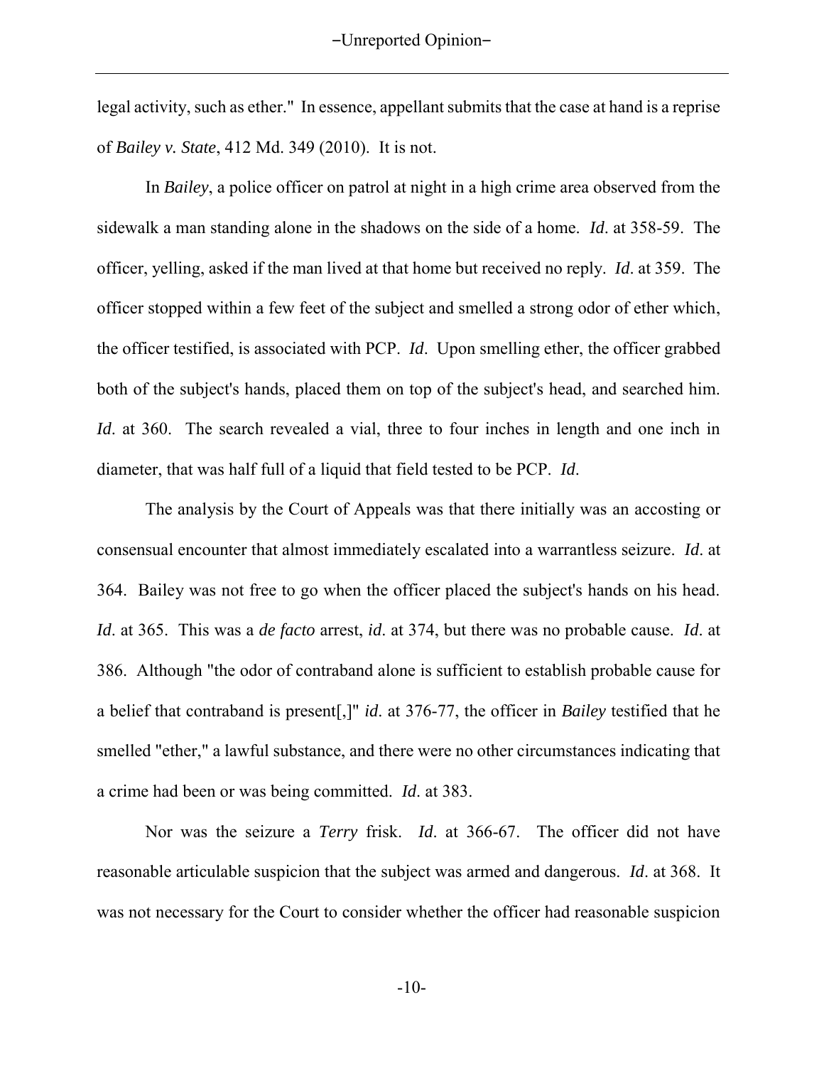legal activity, such as ether." In essence, appellant submits that the case at hand is a reprise of *Bailey v. State*, 412 Md. 349 (2010). It is not.

In *Bailey*, a police officer on patrol at night in a high crime area observed from the sidewalk a man standing alone in the shadows on the side of a home. *Id*. at 358-59. The officer, yelling, asked if the man lived at that home but received no reply. *Id*. at 359. The officer stopped within a few feet of the subject and smelled a strong odor of ether which, the officer testified, is associated with PCP. *Id*. Upon smelling ether, the officer grabbed both of the subject's hands, placed them on top of the subject's head, and searched him. *Id*. at 360. The search revealed a vial, three to four inches in length and one inch in diameter, that was half full of a liquid that field tested to be PCP. *Id*.

The analysis by the Court of Appeals was that there initially was an accosting or consensual encounter that almost immediately escalated into a warrantless seizure. *Id*. at 364. Bailey was not free to go when the officer placed the subject's hands on his head. *Id*. at 365. This was a *de facto* arrest, *id*. at 374, but there was no probable cause. *Id*. at 386. Although "the odor of contraband alone is sufficient to establish probable cause for a belief that contraband is present[,]" *id*. at 376-77, the officer in *Bailey* testified that he smelled "ether," a lawful substance, and there were no other circumstances indicating that a crime had been or was being committed. *Id*. at 383.

Nor was the seizure a *Terry* frisk. *Id*. at 366-67. The officer did not have reasonable articulable suspicion that the subject was armed and dangerous. *Id*. at 368. It was not necessary for the Court to consider whether the officer had reasonable suspicion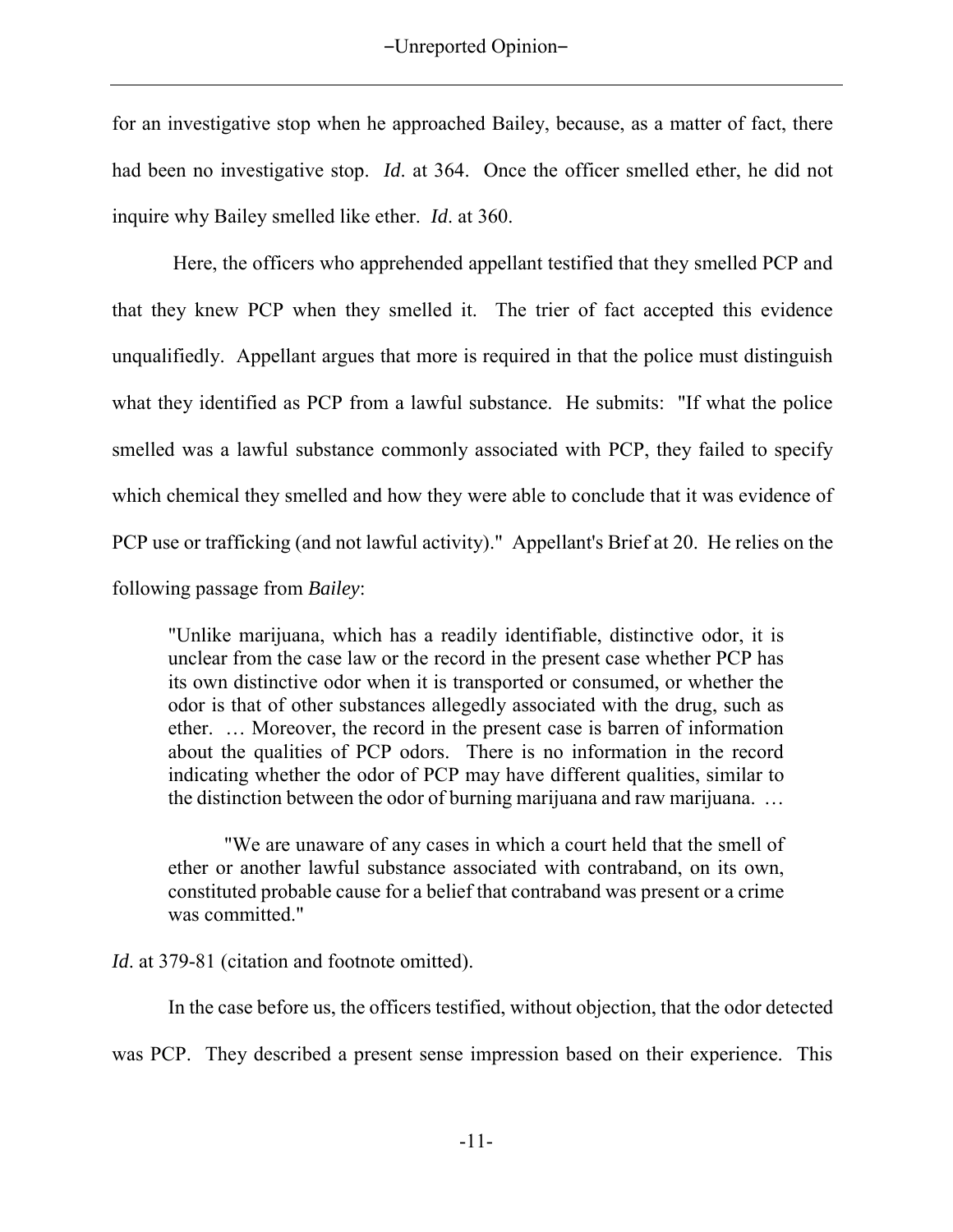for an investigative stop when he approached Bailey, because, as a matter of fact, there had been no investigative stop. *Id*. at 364. Once the officer smelled ether, he did not inquire why Bailey smelled like ether. *Id*. at 360.

Here, the officers who apprehended appellant testified that they smelled PCP and that they knew PCP when they smelled it. The trier of fact accepted this evidence unqualifiedly. Appellant argues that more is required in that the police must distinguish what they identified as PCP from a lawful substance. He submits: "If what the police smelled was a lawful substance commonly associated with PCP, they failed to specify which chemical they smelled and how they were able to conclude that it was evidence of PCP use or trafficking (and not lawful activity)." Appellant's Brief at 20. He relies on the following passage from *Bailey*:

> "Unlike marijuana, which has a readily identifiable, distinctive odor, it is unclear from the case law or the record in the present case whether PCP has its own distinctive odor when it is transported or consumed, or whether the odor is that of other substances allegedly associated with the drug, such as ether. … Moreover, the record in the present case is barren of information about the qualities of PCP odors. There is no information in the record indicating whether the odor of PCP may have different qualities, similar to the distinction between the odor of burning marijuana and raw marijuana. …
>
> "We are unaware of any cases in which a court held that the smell of ether or another lawful substance associated with contraband, on its own, constituted probable cause for a belief that contraband was present or a crime was committed."

*Id*. at 379-81 (citation and footnote omitted).

In the case before us, the officers testified, without objection, that the odor detected was PCP. They described a present sense impression based on their experience. This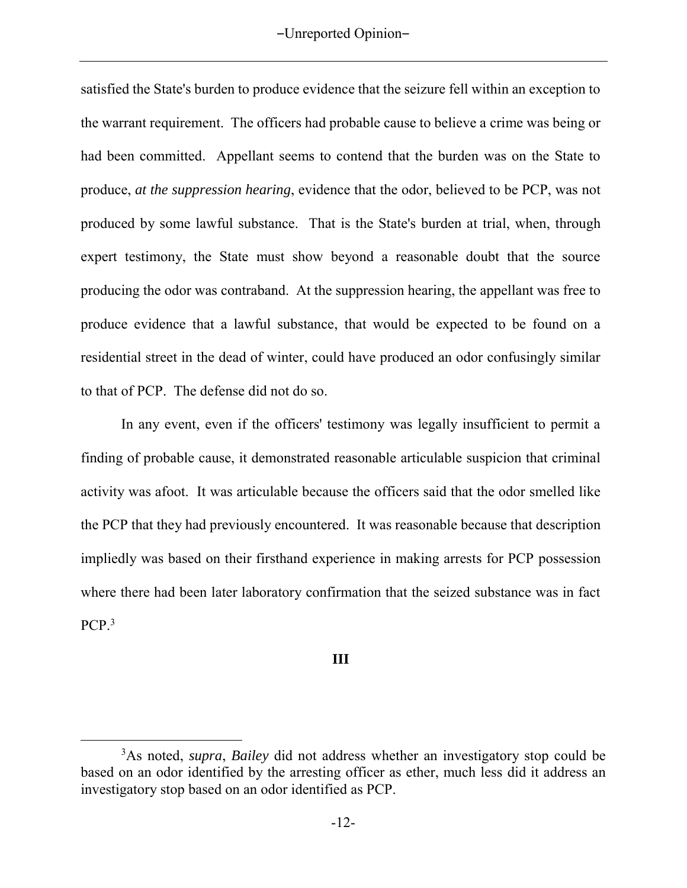satisfied the State's burden to produce evidence that the seizure fell within an exception to the warrant requirement. The officers had probable cause to believe a crime was being or had been committed. Appellant seems to contend that the burden was on the State to produce, *at the suppression hearing*, evidence that the odor, believed to be PCP, was not produced by some lawful substance. That is the State's burden at trial, when, through expert testimony, the State must show beyond a reasonable doubt that the source producing the odor was contraband. At the suppression hearing, the appellant was free to produce evidence that a lawful substance, that would be expected to be found on a residential street in the dead of winter, could have produced an odor confusingly similar to that of PCP. The defense did not do so.

In any event, even if the officers' testimony was legally insufficient to permit a finding of probable cause, it demonstrated reasonable articulable suspicion that criminal activity was afoot. It was articulable because the officers said that the odor smelled like the PCP that they had previously encountered. It was reasonable because that description impliedly was based on their firsthand experience in making arrests for PCP possession where there had been later laboratory confirmation that the seized substance was in fact PCP.[3]

## III

[3] As noted, *supra*, *Bailey* did not address whether an investigatory stop could be based on an odor identified by the arresting officer as ether, much less did it address an investigatory stop based on an odor identified as PCP.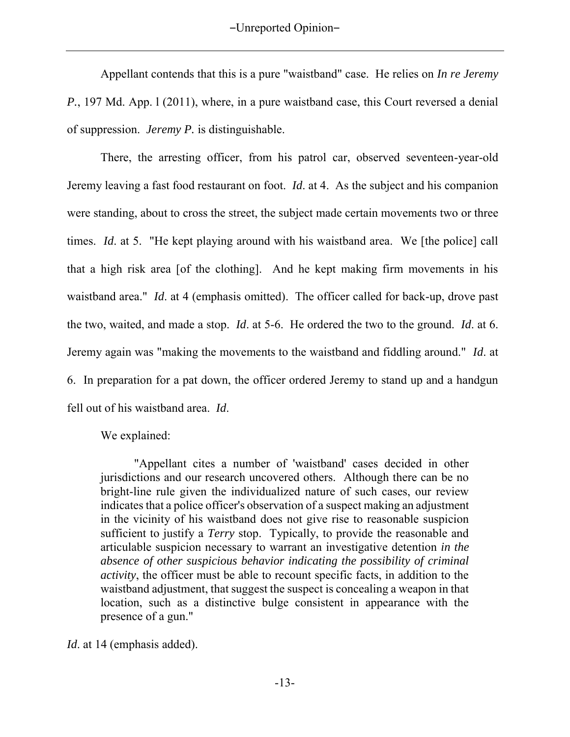Appellant contends that this is a pure "waistband" case. He relies on *In re Jeremy P.*, 197 Md. App. l (2011), where, in a pure waistband case, this Court reversed a denial of suppression. *Jeremy P.* is distinguishable.

There, the arresting officer, from his patrol car, observed seventeen-year-old Jeremy leaving a fast food restaurant on foot. *Id*. at 4. As the subject and his companion were standing, about to cross the street, the subject made certain movements two or three times. *Id*. at 5. "He kept playing around with his waistband area. We [the police] call that a high risk area [of the clothing]. And he kept making firm movements in his waistband area." *Id*. at 4 (emphasis omitted). The officer called for back-up, drove past the two, waited, and made a stop. *Id*. at 5-6. He ordered the two to the ground. *Id*. at 6. Jeremy again was "making the movements to the waistband and fiddling around." *Id*. at 6. In preparation for a pat down, the officer ordered Jeremy to stand up and a handgun fell out of his waistband area. *Id*.

We explained:

> "Appellant cites a number of 'waistband' cases decided in other jurisdictions and our research uncovered others. Although there can be no bright-line rule given the individualized nature of such cases, our review indicates that a police officer's observation of a suspect making an adjustment in the vicinity of his waistband does not give rise to reasonable suspicion sufficient to justify a *Terry* stop. Typically, to provide the reasonable and articulable suspicion necessary to warrant an investigative detention *in the absence of other suspicious behavior indicating the possibility of criminal activity*, the officer must be able to recount specific facts, in addition to the waistband adjustment, that suggest the suspect is concealing a weapon in that location, such as a distinctive bulge consistent in appearance with the presence of a gun."

*Id*. at 14 (emphasis added).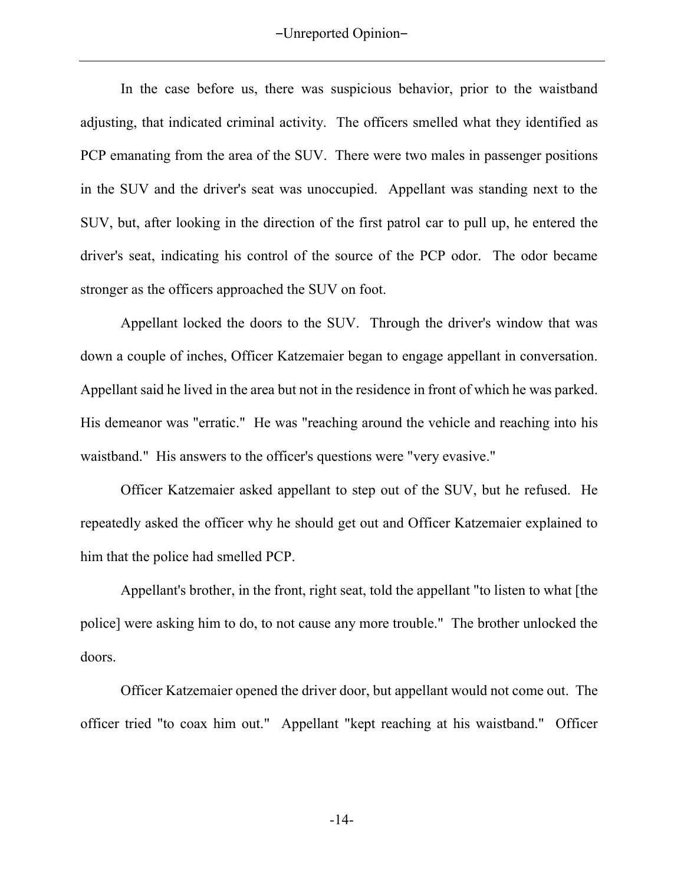In the case before us, there was suspicious behavior, prior to the waistband adjusting, that indicated criminal activity. The officers smelled what they identified as PCP emanating from the area of the SUV. There were two males in passenger positions in the SUV and the driver's seat was unoccupied. Appellant was standing next to the SUV, but, after looking in the direction of the first patrol car to pull up, he entered the driver's seat, indicating his control of the source of the PCP odor. The odor became stronger as the officers approached the SUV on foot.

Appellant locked the doors to the SUV. Through the driver's window that was down a couple of inches, Officer Katzemaier began to engage appellant in conversation. Appellant said he lived in the area but not in the residence in front of which he was parked. His demeanor was "erratic." He was "reaching around the vehicle and reaching into his waistband." His answers to the officer's questions were "very evasive."

Officer Katzemaier asked appellant to step out of the SUV, but he refused. He repeatedly asked the officer why he should get out and Officer Katzemaier explained to him that the police had smelled PCP.

Appellant's brother, in the front, right seat, told the appellant "to listen to what [the police] were asking him to do, to not cause any more trouble." The brother unlocked the doors.

Officer Katzemaier opened the driver door, but appellant would not come out. The officer tried "to coax him out." Appellant "kept reaching at his waistband." Officer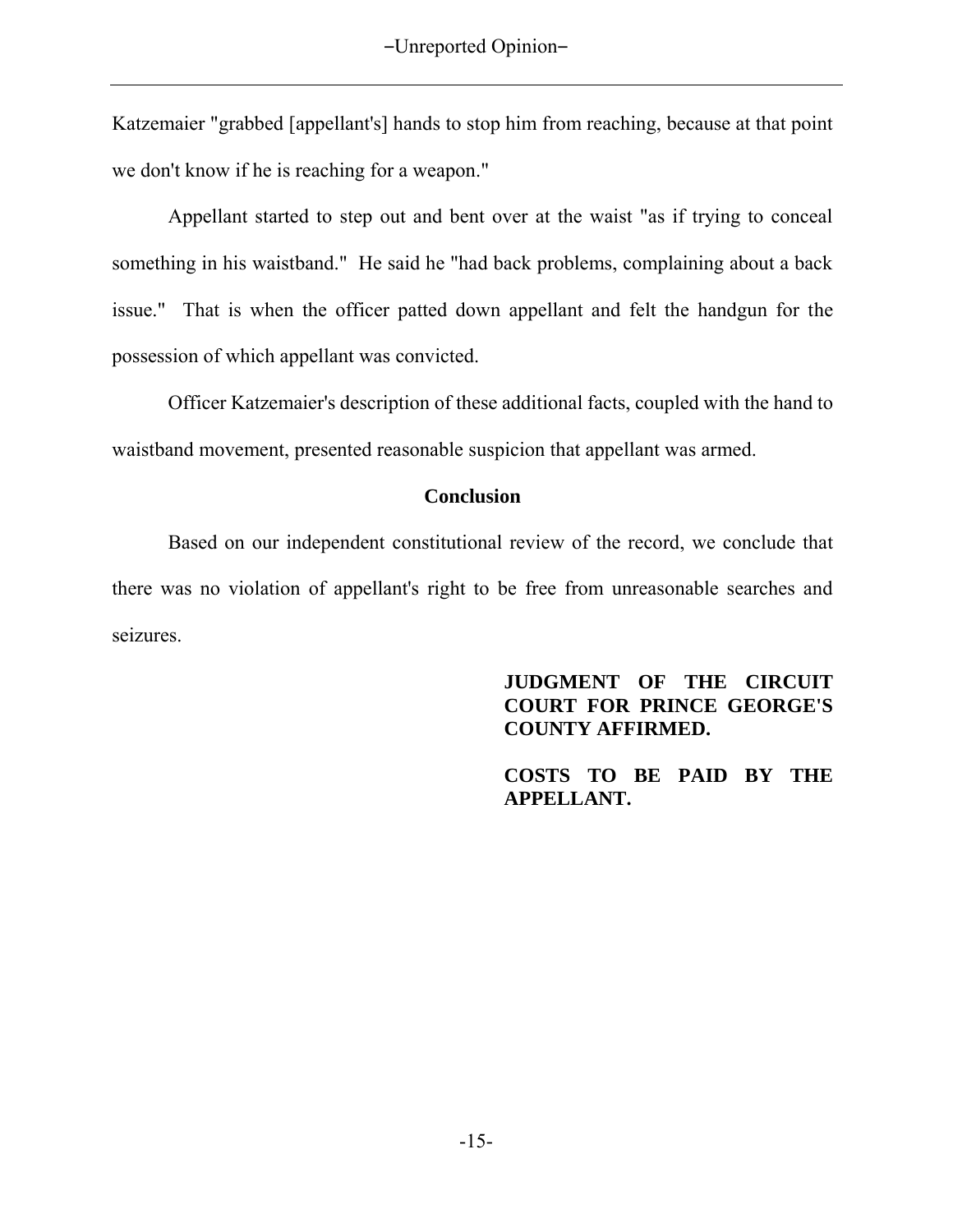Katzemaier "grabbed [appellant's] hands to stop him from reaching, because at that point we don't know if he is reaching for a weapon."

Appellant started to step out and bent over at the waist "as if trying to conceal something in his waistband." He said he "had back problems, complaining about a back issue." That is when the officer patted down appellant and felt the handgun for the possession of which appellant was convicted.

Officer Katzemaier's description of these additional facts, coupled with the hand to waistband movement, presented reasonable suspicion that appellant was armed.

## Conclusion

Based on our independent constitutional review of the record, we conclude that there was no violation of appellant's right to be free from unreasonable searches and seizures.

**JUDGMENT OF THE CIRCUIT COURT FOR PRINCE GEORGE'S COUNTY AFFIRMED.**

**COSTS TO BE PAID BY THE APPELLANT.**